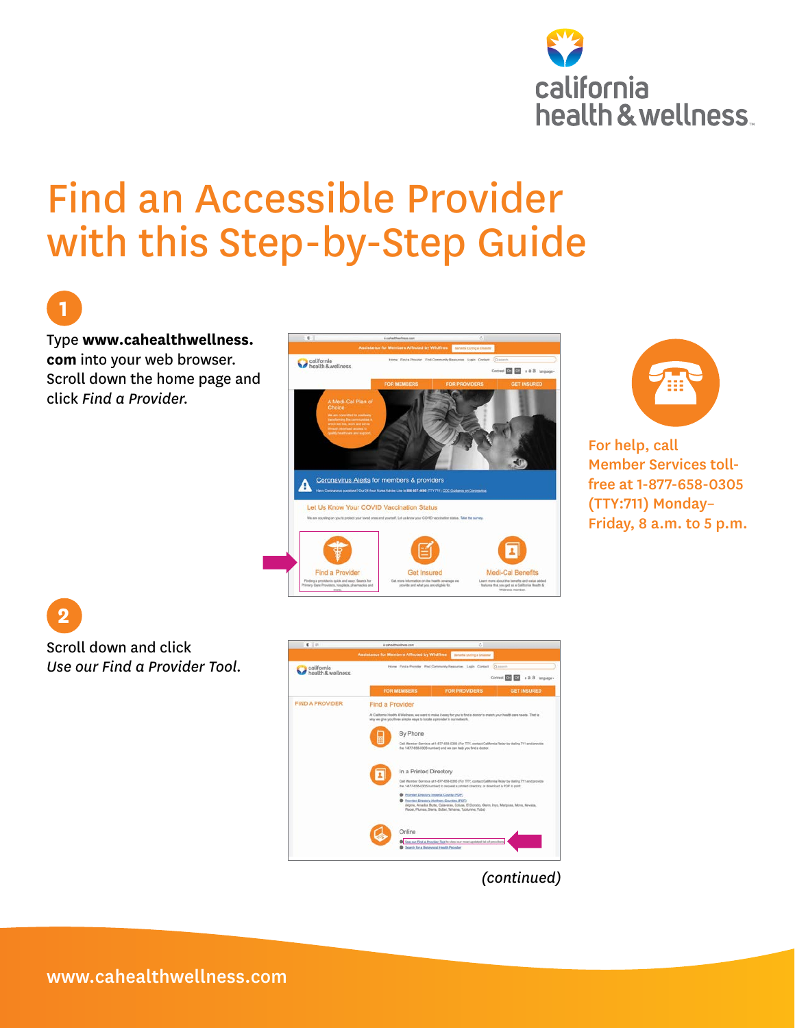# Find an Accessible Provider with this Step-by-Step Guide

**1**

Type **www.cahealthwellness.com** into your web browser. Scroll down the home page and click *Find a Provider.*

**2**

Scroll down and click *Use our Find a Provider Tool.*

For help, call Member Services toll-free at 1-877-658-0305 (TTY:711) Monday–Friday, 8 a.m. to 5 p.m.

*(continued)*

www.cahealthwellness.com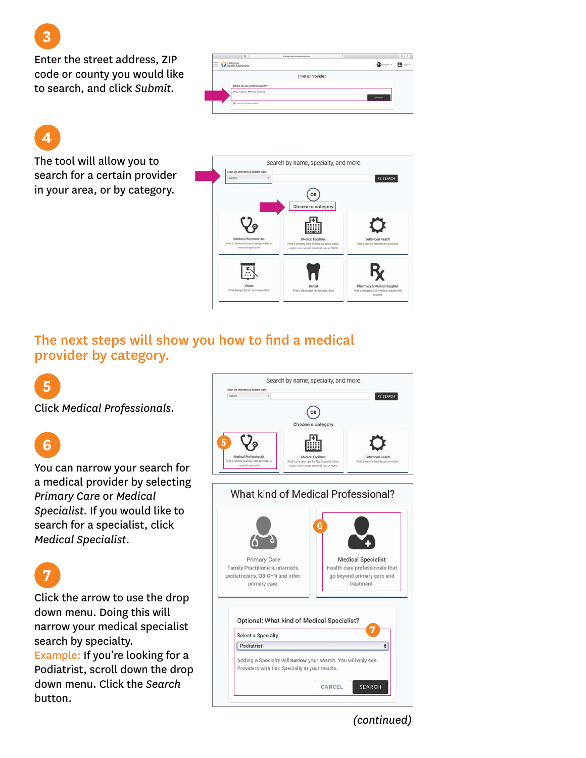**3**

Enter the street address, ZIP code or county you would like to search, and click *Submit*.

**4**

The tool will allow you to search for a certain provider in your area, or by category.

## The next steps will show you how to find a medical provider by category.

**5**

Click *Medical Professionals*.

**6**

You can narrow your search for a medical provider by selecting *Primary Care* or *Medical Specialist*. If you would like to search for a specialist, click *Medical Specialist*.

**7**

Click the arrow to use the drop down menu. Doing this will narrow your medical specialist search by specialty.

Example: If you're looking for a Podiatrist, scroll down the drop down menu. Click the *Search* button.

*(continued)*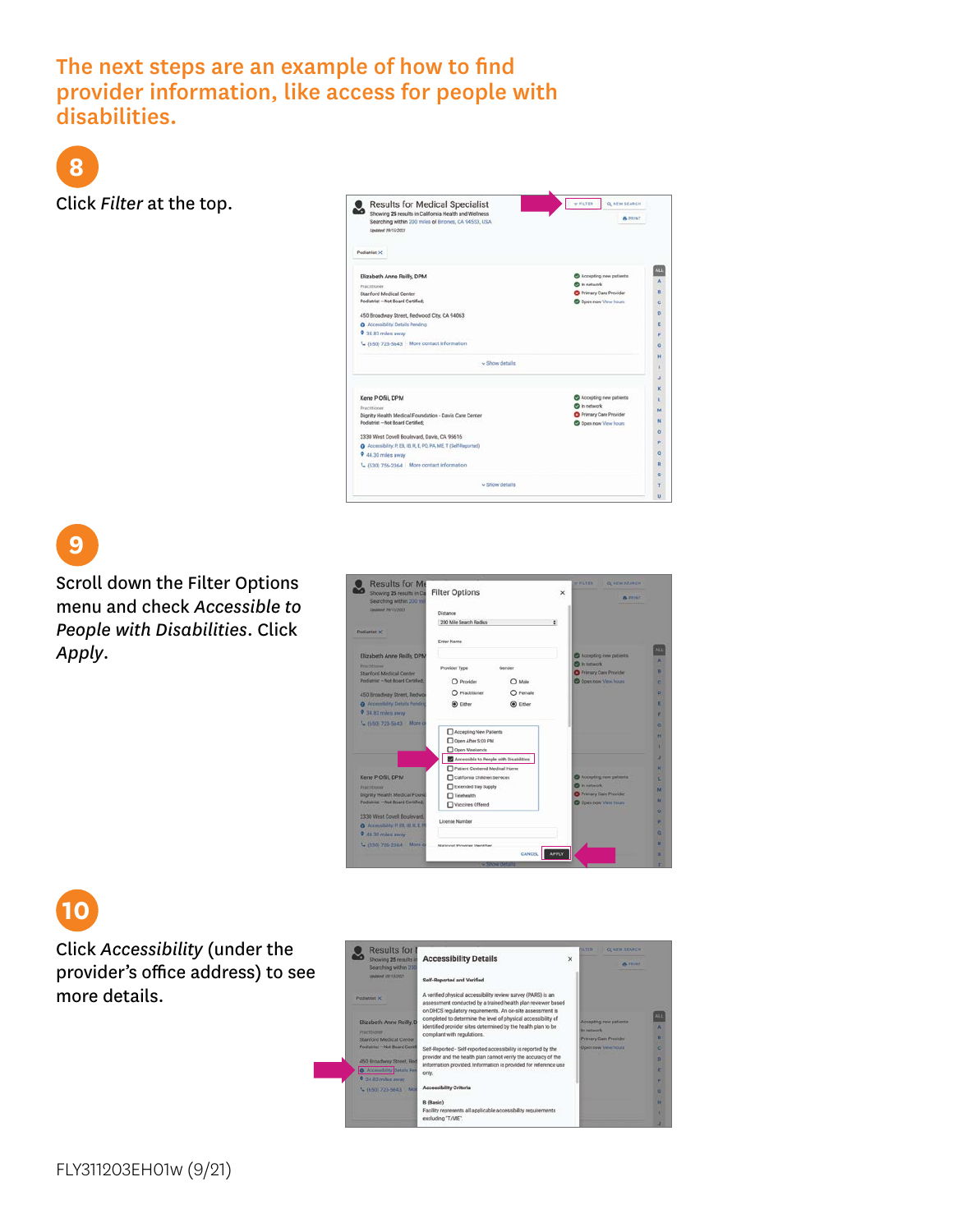## The next steps are an example of how to find provider information, like access for people with disabilities.

**8**

Click *Filter* at the top.

**9**

Scroll down the Filter Options menu and check *Accessible to People with Disabilities*. Click *Apply*.

**10**

Click *Accessibility* (under the provider's office address) to see more details.

FLY311203EH01w (9/21)